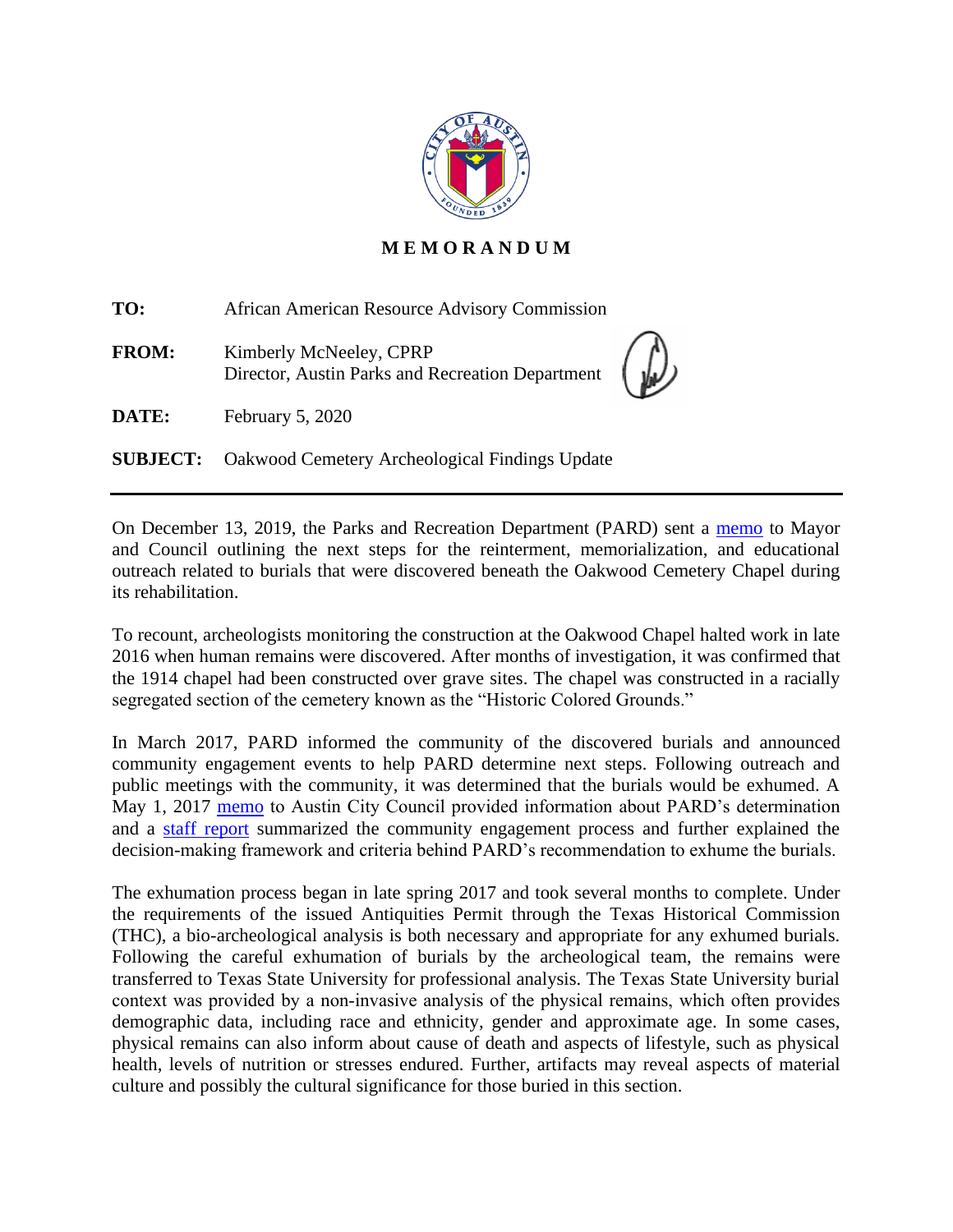# MEMORANDUM

**TO:** African American Resource Advisory Commission

**FROM:** Kimberly McNeeley, CPRP
Director, Austin Parks and Recreation Department

**DATE:** February 5, 2020

**SUBJECT:** Oakwood Cemetery Archeological Findings Update

---

On December 13, 2019, the Parks and Recreation Department (PARD) sent a memo to Mayor and Council outlining the next steps for the reinterment, memorialization, and educational outreach related to burials that were discovered beneath the Oakwood Cemetery Chapel during its rehabilitation.

To recount, archeologists monitoring the construction at the Oakwood Chapel halted work in late 2016 when human remains were discovered. After months of investigation, it was confirmed that the 1914 chapel had been constructed over grave sites. The chapel was constructed in a racially segregated section of the cemetery known as the "Historic Colored Grounds."

In March 2017, PARD informed the community of the discovered burials and announced community engagement events to help PARD determine next steps. Following outreach and public meetings with the community, it was determined that the burials would be exhumed. A May 1, 2017 memo to Austin City Council provided information about PARD's determination and a staff report summarized the community engagement process and further explained the decision-making framework and criteria behind PARD's recommendation to exhume the burials.

The exhumation process began in late spring 2017 and took several months to complete. Under the requirements of the issued Antiquities Permit through the Texas Historical Commission (THC), a bio-archeological analysis is both necessary and appropriate for any exhumed burials. Following the careful exhumation of burials by the archeological team, the remains were transferred to Texas State University for professional analysis. The Texas State University burial context was provided by a non-invasive analysis of the physical remains, which often provides demographic data, including race and ethnicity, gender and approximate age. In some cases, physical remains can also inform about cause of death and aspects of lifestyle, such as physical health, levels of nutrition or stresses endured. Further, artifacts may reveal aspects of material culture and possibly the cultural significance for those buried in this section.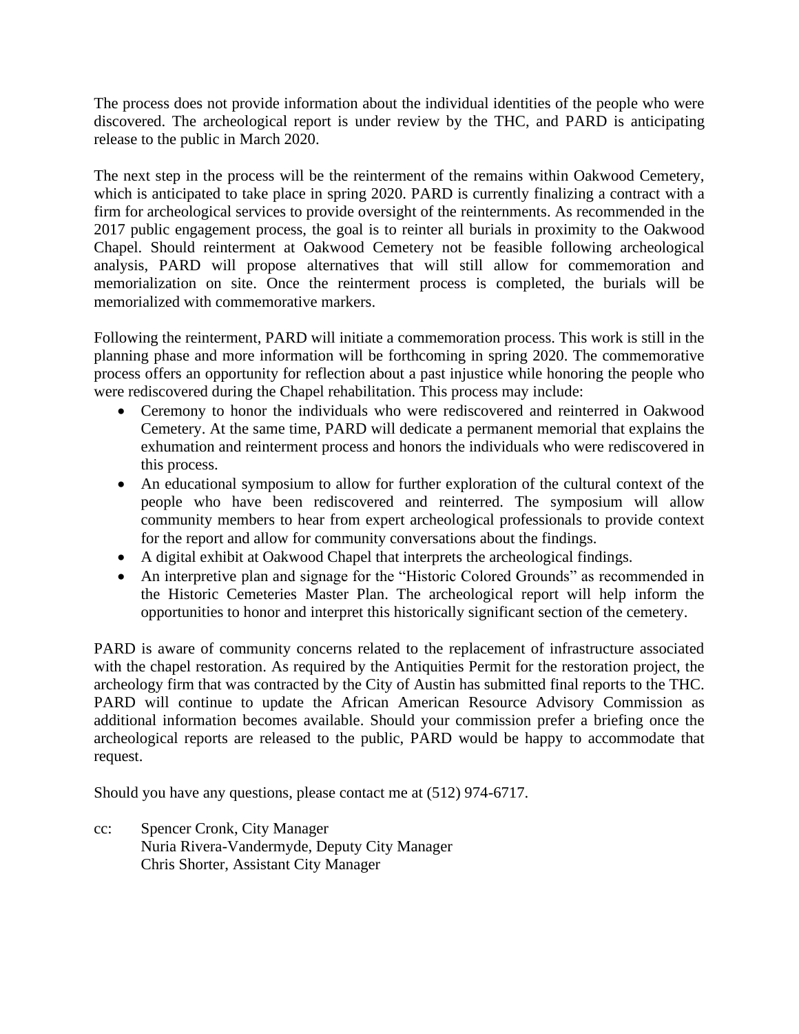The process does not provide information about the individual identities of the people who were discovered. The archeological report is under review by the THC, and PARD is anticipating release to the public in March 2020.

The next step in the process will be the reinterment of the remains within Oakwood Cemetery, which is anticipated to take place in spring 2020. PARD is currently finalizing a contract with a firm for archeological services to provide oversight of the reinternments. As recommended in the 2017 public engagement process, the goal is to reinter all burials in proximity to the Oakwood Chapel. Should reinterment at Oakwood Cemetery not be feasible following archeological analysis, PARD will propose alternatives that will still allow for commemoration and memorialization on site. Once the reinterment process is completed, the burials will be memorialized with commemorative markers.

Following the reinterment, PARD will initiate a commemoration process. This work is still in the planning phase and more information will be forthcoming in spring 2020. The commemorative process offers an opportunity for reflection about a past injustice while honoring the people who were rediscovered during the Chapel rehabilitation. This process may include:

- Ceremony to honor the individuals who were rediscovered and reinterred in Oakwood Cemetery. At the same time, PARD will dedicate a permanent memorial that explains the exhumation and reinterment process and honors the individuals who were rediscovered in this process.
- An educational symposium to allow for further exploration of the cultural context of the people who have been rediscovered and reinterred. The symposium will allow community members to hear from expert archeological professionals to provide context for the report and allow for community conversations about the findings.
- A digital exhibit at Oakwood Chapel that interprets the archeological findings.
- An interpretive plan and signage for the "Historic Colored Grounds" as recommended in the Historic Cemeteries Master Plan. The archeological report will help inform the opportunities to honor and interpret this historically significant section of the cemetery.

PARD is aware of community concerns related to the replacement of infrastructure associated with the chapel restoration. As required by the Antiquities Permit for the restoration project, the archeology firm that was contracted by the City of Austin has submitted final reports to the THC. PARD will continue to update the African American Resource Advisory Commission as additional information becomes available. Should your commission prefer a briefing once the archeological reports are released to the public, PARD would be happy to accommodate that request.

Should you have any questions, please contact me at (512) 974-6717.

cc: Spencer Cronk, City Manager
Nuria Rivera-Vandermyde, Deputy City Manager
Chris Shorter, Assistant City Manager